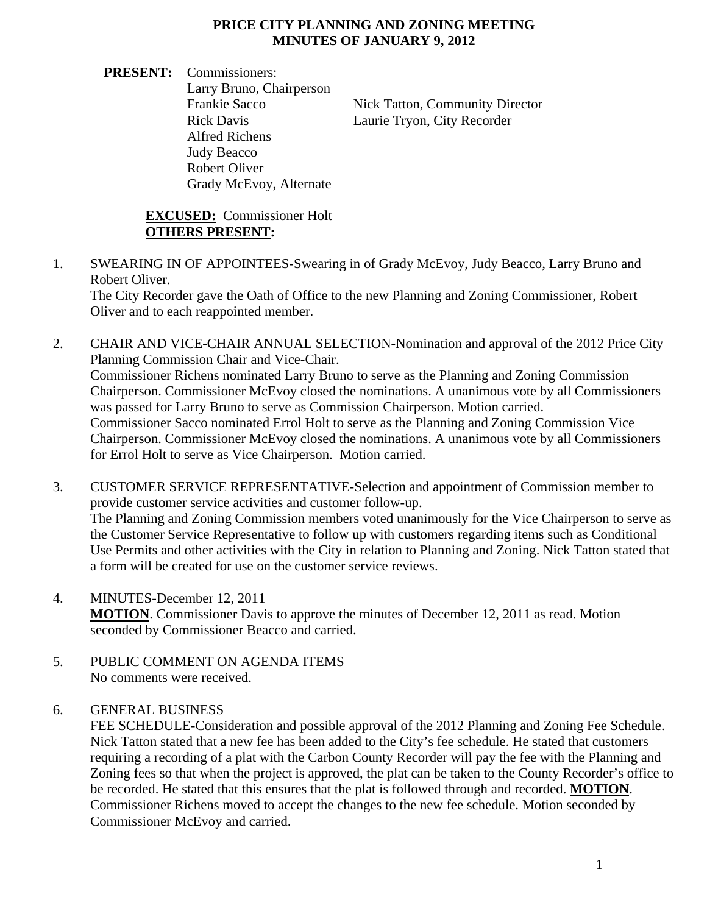# PRICE CITY PLANNING AND ZONING MEETING
## MINUTES OF JANUARY 9, 2012

**PRESENT:** Commissioners:
Larry Bruno, Chairperson
Frankie Sacco
Rick Davis
Alfred Richens
Judy Beacco
Robert Oliver
Grady McEvoy, Alternate

Nick Tatton, Community Director
Laurie Tryon, City Recorder

**EXCUSED:** Commissioner Holt
**OTHERS PRESENT:**

1. SWEARING IN OF APPOINTEES-Swearing in of Grady McEvoy, Judy Beacco, Larry Bruno and Robert Oliver.
   The City Recorder gave the Oath of Office to the new Planning and Zoning Commissioner, Robert Oliver and to each reappointed member.

2. CHAIR AND VICE-CHAIR ANNUAL SELECTION-Nomination and approval of the 2012 Price City Planning Commission Chair and Vice-Chair.
   Commissioner Richens nominated Larry Bruno to serve as the Planning and Zoning Commission Chairperson. Commissioner McEvoy closed the nominations. A unanimous vote by all Commissioners was passed for Larry Bruno to serve as Commission Chairperson. Motion carried.
   Commissioner Sacco nominated Errol Holt to serve as the Planning and Zoning Commission Vice Chairperson. Commissioner McEvoy closed the nominations. A unanimous vote by all Commissioners for Errol Holt to serve as Vice Chairperson. Motion carried.

3. CUSTOMER SERVICE REPRESENTATIVE-Selection and appointment of Commission member to provide customer service activities and customer follow-up.
   The Planning and Zoning Commission members voted unanimously for the Vice Chairperson to serve as the Customer Service Representative to follow up with customers regarding items such as Conditional Use Permits and other activities with the City in relation to Planning and Zoning. Nick Tatton stated that a form will be created for use on the customer service reviews.

4. MINUTES-December 12, 2011
   **MOTION**. Commissioner Davis to approve the minutes of December 12, 2011 as read. Motion seconded by Commissioner Beacco and carried.

5. PUBLIC COMMENT ON AGENDA ITEMS
   No comments were received.

6. GENERAL BUSINESS
   FEE SCHEDULE-Consideration and possible approval of the 2012 Planning and Zoning Fee Schedule. Nick Tatton stated that a new fee has been added to the City's fee schedule. He stated that customers requiring a recording of a plat with the Carbon County Recorder will pay the fee with the Planning and Zoning fees so that when the project is approved, the plat can be taken to the County Recorder's office to be recorded. He stated that this ensures that the plat is followed through and recorded. **MOTION**. Commissioner Richens moved to accept the changes to the new fee schedule. Motion seconded by Commissioner McEvoy and carried.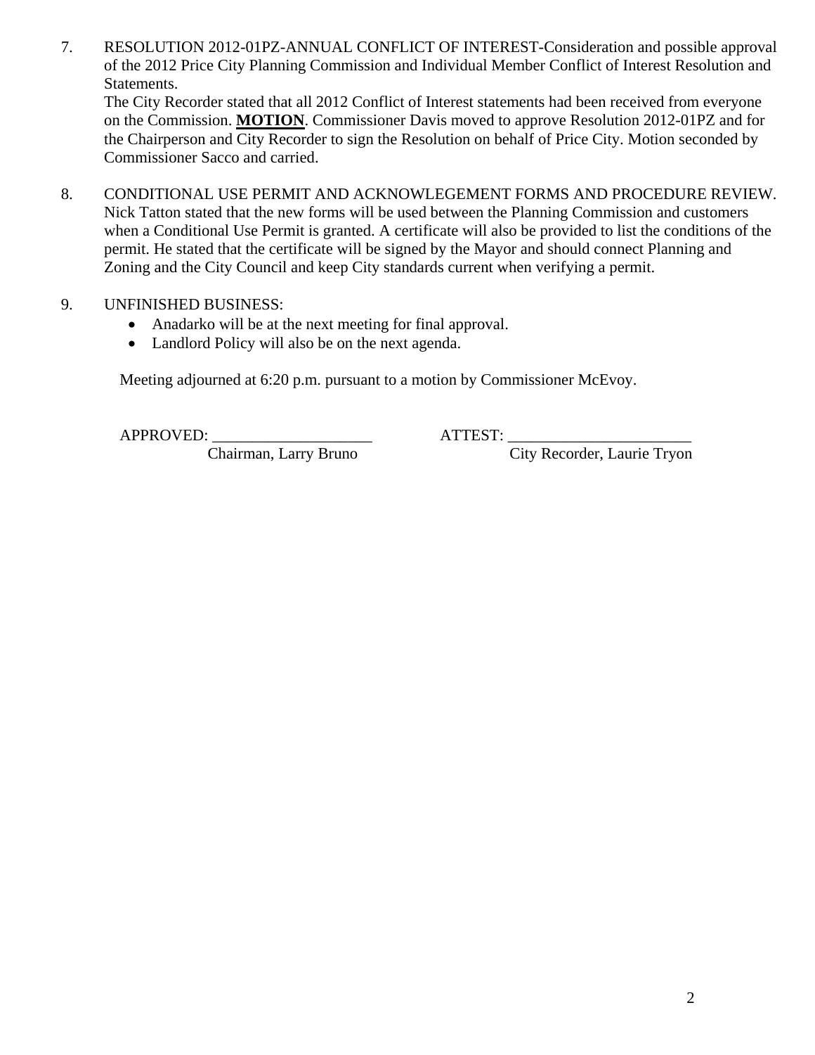7. RESOLUTION 2012-01PZ-ANNUAL CONFLICT OF INTEREST-Consideration and possible approval of the 2012 Price City Planning Commission and Individual Member Conflict of Interest Resolution and Statements.
   The City Recorder stated that all 2012 Conflict of Interest statements had been received from everyone on the Commission. **MOTION**. Commissioner Davis moved to approve Resolution 2012-01PZ and for the Chairperson and City Recorder to sign the Resolution on behalf of Price City. Motion seconded by Commissioner Sacco and carried.

8. CONDITIONAL USE PERMIT AND ACKNOWLEGEMENT FORMS AND PROCEDURE REVIEW. Nick Tatton stated that the new forms will be used between the Planning Commission and customers when a Conditional Use Permit is granted. A certificate will also be provided to list the conditions of the permit. He stated that the certificate will be signed by the Mayor and should connect Planning and Zoning and the City Council and keep City standards current when verifying a permit.

9. UNFINISHED BUSINESS:
   - Anadarko will be at the next meeting for final approval.
   - Landlord Policy will also be on the next agenda.

Meeting adjourned at 6:20 p.m. pursuant to a motion by Commissioner McEvoy.

APPROVED: ____________________
Chairman, Larry Bruno

ATTEST: _______________________
City Recorder, Laurie Tryon